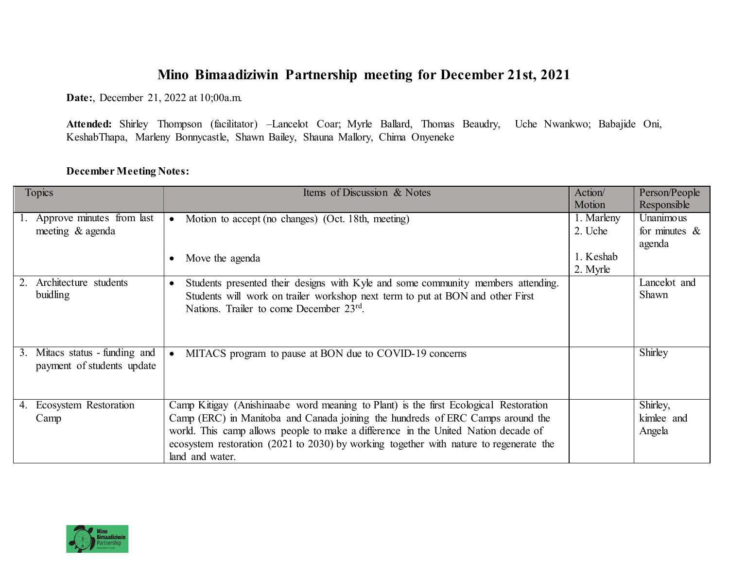# Mino Bimaadiziwin Partnership meeting for December 21st, 2021

**Date:**, December 21, 2022 at 10;00a.m.

**Attended:** Shirley Thompson (facilitator) –Lancelot Coar; Myrle Ballard, Thomas Beaudry, Uche Nwankwo; Babajide Oni, KeshabThapa, Marleny Bonnycastle, Shawn Bailey, Shauna Mallory, Chima Onyeneke

**December Meeting Notes:**

| Topics | Items of Discussion & Notes | Action/ Motion | Person/People Responsible |
|---|---|---|---|
| 1. Approve minutes from last meeting & agenda | • Motion to accept (no changes) (Oct. 18th, meeting)<br><br>• Move the agenda | 1. Marleny<br>2. Uche<br><br>1. Keshab<br>2. Myrle | Unanimous for minutes & agenda |
| 2. Architecture students buidling | • Students presented their designs with Kyle and some community members attending. Students will work on trailer workshop next term to put at BON and other First Nations. Trailer to come December 23rd. | | Lancelot and Shawn |
| 3. Mitacs status - funding and payment of students update | • MITACS program to pause at BON due to COVID-19 concerns | | Shirley |
| 4. Ecosystem Restoration Camp | Camp Kitigay (Anishinaabe word meaning to Plant) is the first Ecological Restoration Camp (ERC) in Manitoba and Canada joining the hundreds of ERC Camps around the world. This camp allows people to make a difference in the United Nation decade of ecosystem restoration (2021 to 2030) by working together with nature to regenerate the land and water. | | Shirley, kimlee and Angela |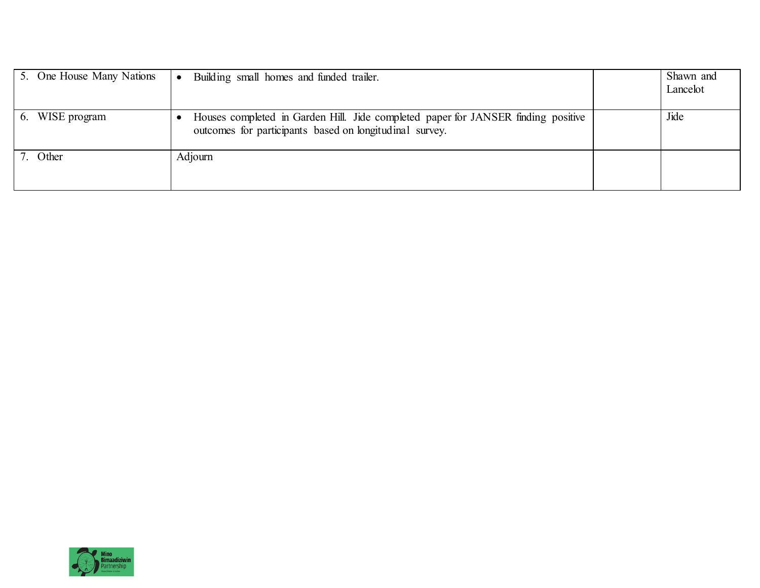| | | | |
|---|---|---|---|
| 5. One House Many Nations | • Building small homes and funded trailer. | | Shawn and Lancelot |
| 6. WISE program | • Houses completed in Garden Hill. Jide completed paper for JANSER finding positive outcomes for participants based on longitudinal survey. | | Jide |
| 7. Other | Adjourn | | |